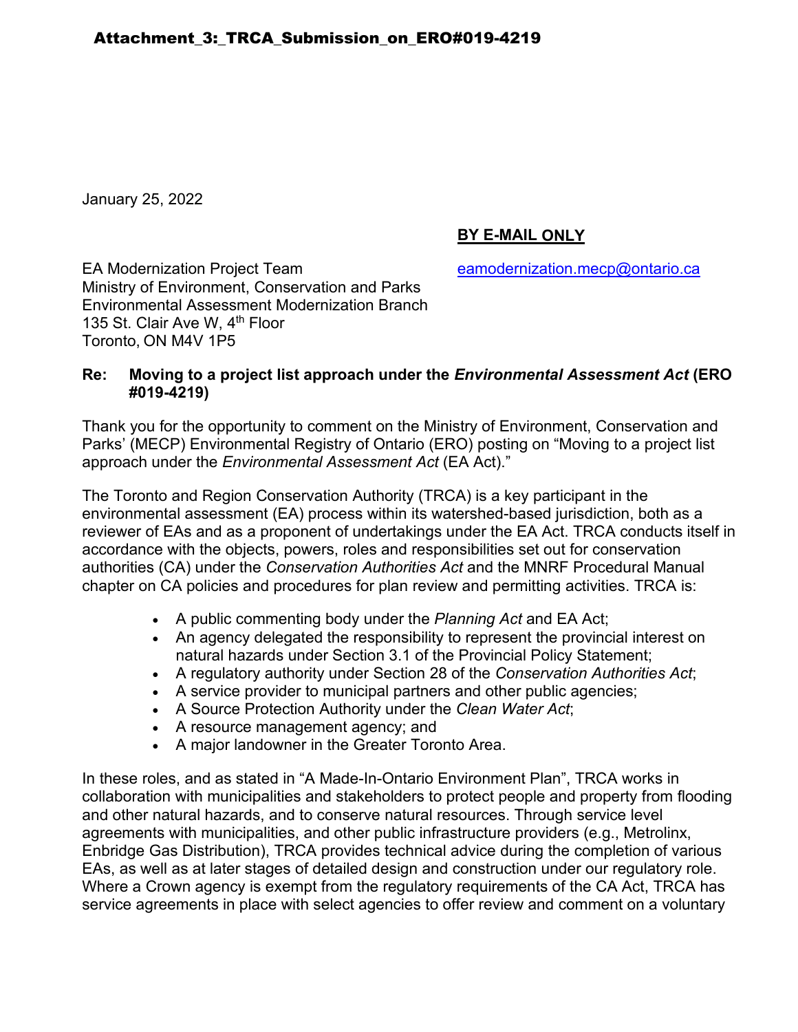**Attachment_3:_TRCA_Submission_on_ERO#019-4219**

January 25, 2022

**BY E-MAIL ONLY**

EA Modernization Project Team
Ministry of Environment, Conservation and Parks
Environmental Assessment Modernization Branch
135 St. Clair Ave W, 4th Floor
Toronto, ON M4V 1P5

eamodernization.mecp@ontario.ca

**Re: Moving to a project list approach under the *Environmental Assessment Act* (ERO #019-4219)**

Thank you for the opportunity to comment on the Ministry of Environment, Conservation and Parks' (MECP) Environmental Registry of Ontario (ERO) posting on "Moving to a project list approach under the *Environmental Assessment Act* (EA Act)."

The Toronto and Region Conservation Authority (TRCA) is a key participant in the environmental assessment (EA) process within its watershed-based jurisdiction, both as a reviewer of EAs and as a proponent of undertakings under the EA Act. TRCA conducts itself in accordance with the objects, powers, roles and responsibilities set out for conservation authorities (CA) under the *Conservation Authorities Act* and the MNRF Procedural Manual chapter on CA policies and procedures for plan review and permitting activities. TRCA is:

- A public commenting body under the *Planning Act* and EA Act;
- An agency delegated the responsibility to represent the provincial interest on natural hazards under Section 3.1 of the Provincial Policy Statement;
- A regulatory authority under Section 28 of the *Conservation Authorities Act*;
- A service provider to municipal partners and other public agencies;
- A Source Protection Authority under the *Clean Water Act*;
- A resource management agency; and
- A major landowner in the Greater Toronto Area.

In these roles, and as stated in "A Made-In-Ontario Environment Plan", TRCA works in collaboration with municipalities and stakeholders to protect people and property from flooding and other natural hazards, and to conserve natural resources. Through service level agreements with municipalities, and other public infrastructure providers (e.g., Metrolinx, Enbridge Gas Distribution), TRCA provides technical advice during the completion of various EAs, as well as at later stages of detailed design and construction under our regulatory role. Where a Crown agency is exempt from the regulatory requirements of the CA Act, TRCA has service agreements in place with select agencies to offer review and comment on a voluntary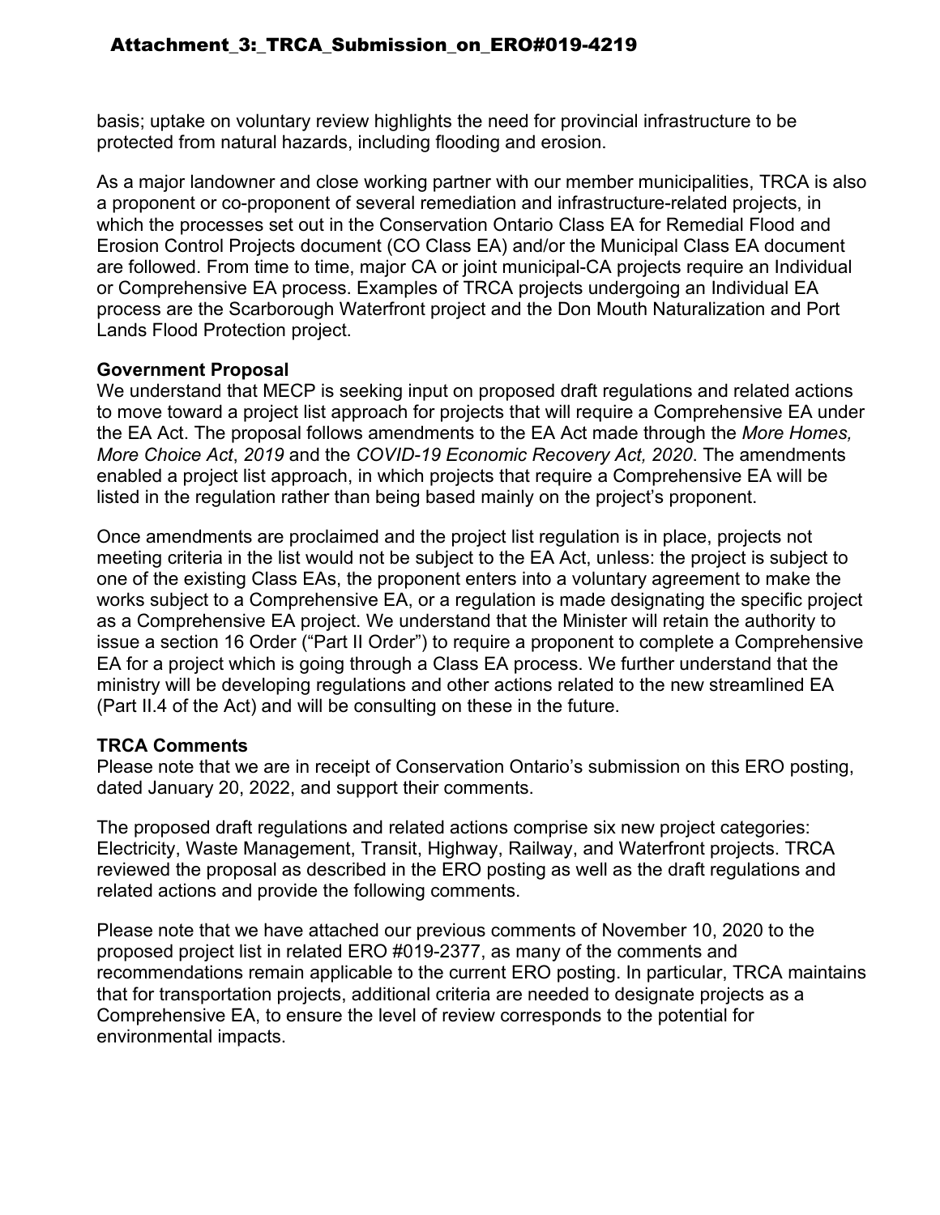basis; uptake on voluntary review highlights the need for provincial infrastructure to be protected from natural hazards, including flooding and erosion.

As a major landowner and close working partner with our member municipalities, TRCA is also a proponent or co-proponent of several remediation and infrastructure-related projects, in which the processes set out in the Conservation Ontario Class EA for Remedial Flood and Erosion Control Projects document (CO Class EA) and/or the Municipal Class EA document are followed. From time to time, major CA or joint municipal-CA projects require an Individual or Comprehensive EA process. Examples of TRCA projects undergoing an Individual EA process are the Scarborough Waterfront project and the Don Mouth Naturalization and Port Lands Flood Protection project.

**Government Proposal**

We understand that MECP is seeking input on proposed draft regulations and related actions to move toward a project list approach for projects that will require a Comprehensive EA under the EA Act. The proposal follows amendments to the EA Act made through the *More Homes, More Choice Act*, *2019* and the *COVID-19 Economic Recovery Act, 2020*. The amendments enabled a project list approach, in which projects that require a Comprehensive EA will be listed in the regulation rather than being based mainly on the project's proponent.

Once amendments are proclaimed and the project list regulation is in place, projects not meeting criteria in the list would not be subject to the EA Act, unless: the project is subject to one of the existing Class EAs, the proponent enters into a voluntary agreement to make the works subject to a Comprehensive EA, or a regulation is made designating the specific project as a Comprehensive EA project. We understand that the Minister will retain the authority to issue a section 16 Order ("Part II Order") to require a proponent to complete a Comprehensive EA for a project which is going through a Class EA process. We further understand that the ministry will be developing regulations and other actions related to the new streamlined EA (Part II.4 of the Act) and will be consulting on these in the future.

**TRCA Comments**

Please note that we are in receipt of Conservation Ontario's submission on this ERO posting, dated January 20, 2022, and support their comments.

The proposed draft regulations and related actions comprise six new project categories: Electricity, Waste Management, Transit, Highway, Railway, and Waterfront projects. TRCA reviewed the proposal as described in the ERO posting as well as the draft regulations and related actions and provide the following comments.

Please note that we have attached our previous comments of November 10, 2020 to the proposed project list in related ERO #019-2377, as many of the comments and recommendations remain applicable to the current ERO posting. In particular, TRCA maintains that for transportation projects, additional criteria are needed to designate projects as a Comprehensive EA, to ensure the level of review corresponds to the potential for environmental impacts.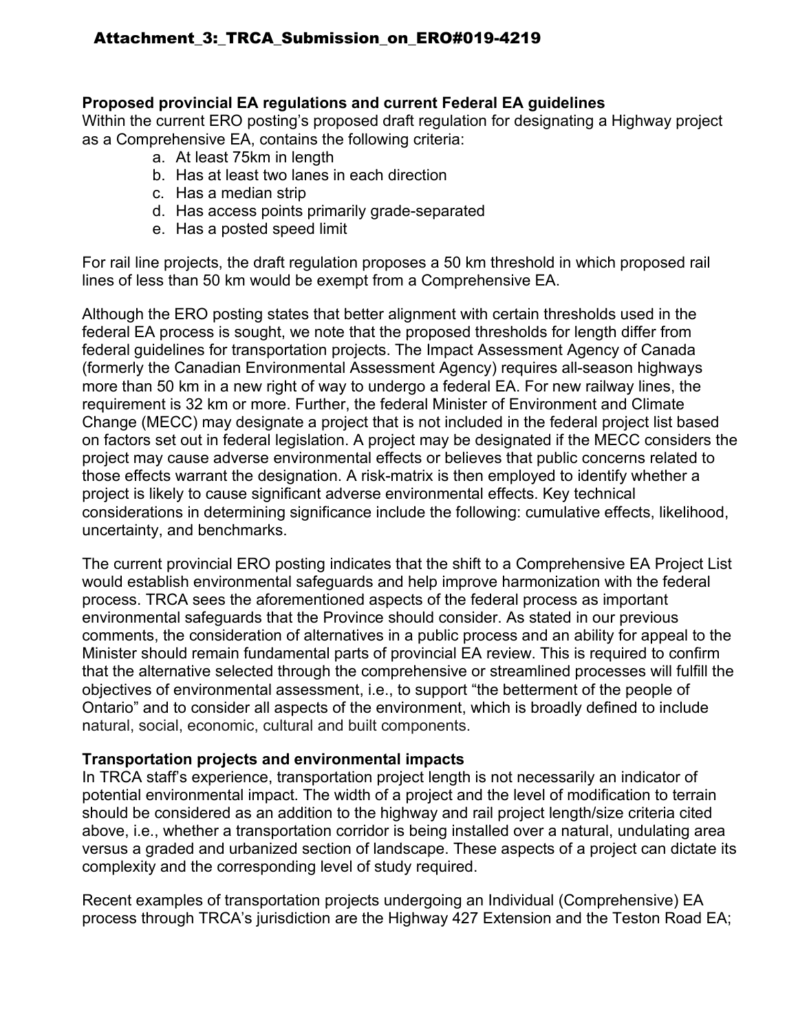**Proposed provincial EA regulations and current Federal EA guidelines**

Within the current ERO posting's proposed draft regulation for designating a Highway project as a Comprehensive EA, contains the following criteria:

- a. At least 75km in length
- b. Has at least two lanes in each direction
- c. Has a median strip
- d. Has access points primarily grade-separated
- e. Has a posted speed limit

For rail line projects, the draft regulation proposes a 50 km threshold in which proposed rail lines of less than 50 km would be exempt from a Comprehensive EA.

Although the ERO posting states that better alignment with certain thresholds used in the federal EA process is sought, we note that the proposed thresholds for length differ from federal guidelines for transportation projects. The Impact Assessment Agency of Canada (formerly the Canadian Environmental Assessment Agency) requires all-season highways more than 50 km in a new right of way to undergo a federal EA. For new railway lines, the requirement is 32 km or more. Further, the federal Minister of Environment and Climate Change (MECC) may designate a project that is not included in the federal project list based on factors set out in federal legislation. A project may be designated if the MECC considers the project may cause adverse environmental effects or believes that public concerns related to those effects warrant the designation. A risk-matrix is then employed to identify whether a project is likely to cause significant adverse environmental effects. Key technical considerations in determining significance include the following: cumulative effects, likelihood, uncertainty, and benchmarks.

The current provincial ERO posting indicates that the shift to a Comprehensive EA Project List would establish environmental safeguards and help improve harmonization with the federal process. TRCA sees the aforementioned aspects of the federal process as important environmental safeguards that the Province should consider. As stated in our previous comments, the consideration of alternatives in a public process and an ability for appeal to the Minister should remain fundamental parts of provincial EA review. This is required to confirm that the alternative selected through the comprehensive or streamlined processes will fulfill the objectives of environmental assessment, i.e., to support "the betterment of the people of Ontario" and to consider all aspects of the environment, which is broadly defined to include natural, social, economic, cultural and built components.

**Transportation projects and environmental impacts**

In TRCA staff's experience, transportation project length is not necessarily an indicator of potential environmental impact. The width of a project and the level of modification to terrain should be considered as an addition to the highway and rail project length/size criteria cited above, i.e., whether a transportation corridor is being installed over a natural, undulating area versus a graded and urbanized section of landscape. These aspects of a project can dictate its complexity and the corresponding level of study required.

Recent examples of transportation projects undergoing an Individual (Comprehensive) EA process through TRCA's jurisdiction are the Highway 427 Extension and the Teston Road EA;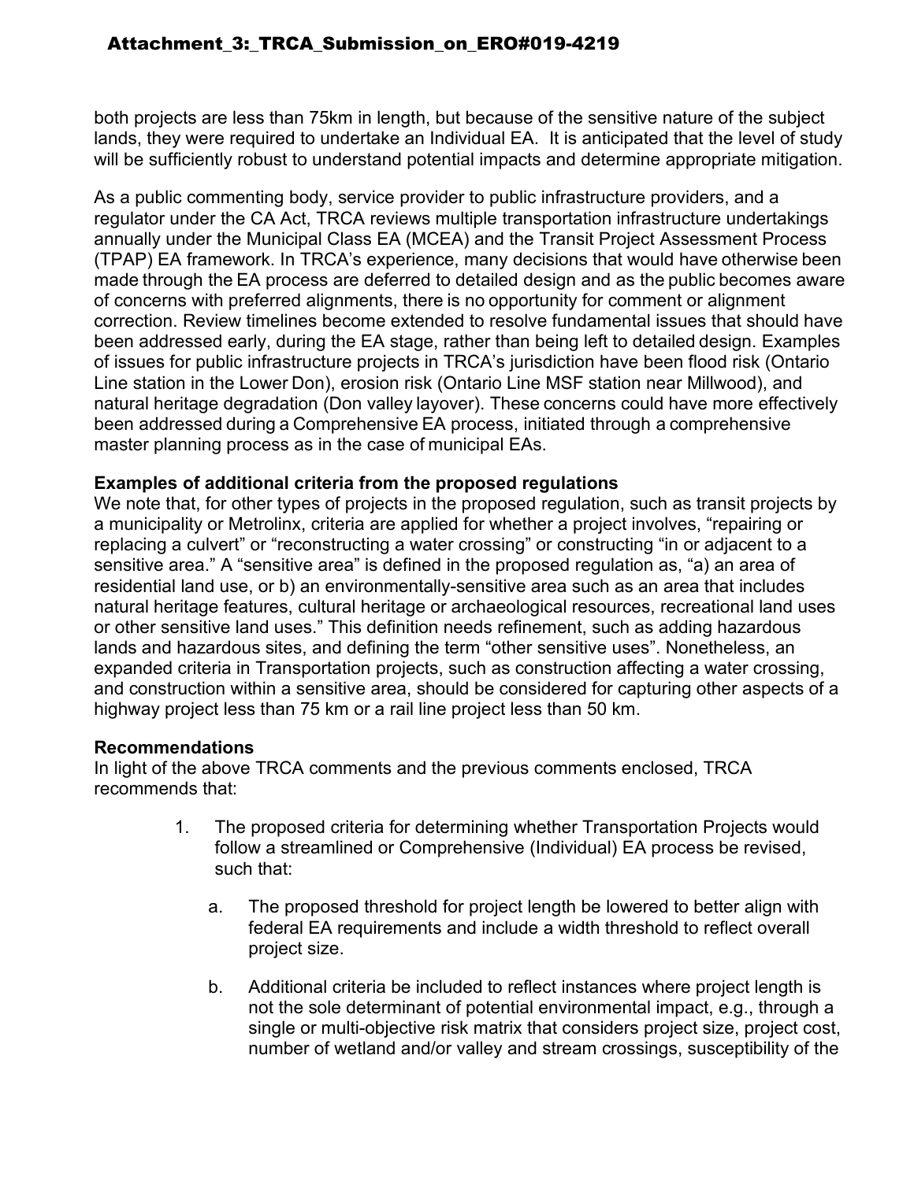both projects are less than 75km in length, but because of the sensitive nature of the subject lands, they were required to undertake an Individual EA. It is anticipated that the level of study will be sufficiently robust to understand potential impacts and determine appropriate mitigation.

As a public commenting body, service provider to public infrastructure providers, and a regulator under the CA Act, TRCA reviews multiple transportation infrastructure undertakings annually under the Municipal Class EA (MCEA) and the Transit Project Assessment Process (TPAP) EA framework. In TRCA's experience, many decisions that would have otherwise been made through the EA process are deferred to detailed design and as the public becomes aware of concerns with preferred alignments, there is no opportunity for comment or alignment correction. Review timelines become extended to resolve fundamental issues that should have been addressed early, during the EA stage, rather than being left to detailed design. Examples of issues for public infrastructure projects in TRCA's jurisdiction have been flood risk (Ontario Line station in the Lower Don), erosion risk (Ontario Line MSF station near Millwood), and natural heritage degradation (Don valley layover). These concerns could have more effectively been addressed during a Comprehensive EA process, initiated through a comprehensive master planning process as in the case of municipal EAs.

**Examples of additional criteria from the proposed regulations**

We note that, for other types of projects in the proposed regulation, such as transit projects by a municipality or Metrolinx, criteria are applied for whether a project involves, "repairing or replacing a culvert" or "reconstructing a water crossing" or constructing "in or adjacent to a sensitive area." A "sensitive area" is defined in the proposed regulation as, "a) an area of residential land use, or b) an environmentally-sensitive area such as an area that includes natural heritage features, cultural heritage or archaeological resources, recreational land uses or other sensitive land uses." This definition needs refinement, such as adding hazardous lands and hazardous sites, and defining the term "other sensitive uses". Nonetheless, an expanded criteria in Transportation projects, such as construction affecting a water crossing, and construction within a sensitive area, should be considered for capturing other aspects of a highway project less than 75 km or a rail line project less than 50 km.

**Recommendations**

In light of the above TRCA comments and the previous comments enclosed, TRCA recommends that:

1. The proposed criteria for determining whether Transportation Projects would follow a streamlined or Comprehensive (Individual) EA process be revised, such that:

   a. The proposed threshold for project length be lowered to better align with federal EA requirements and include a width threshold to reflect overall project size.

   b. Additional criteria be included to reflect instances where project length is not the sole determinant of potential environmental impact, e.g., through a single or multi-objective risk matrix that considers project size, project cost, number of wetland and/or valley and stream crossings, susceptibility of the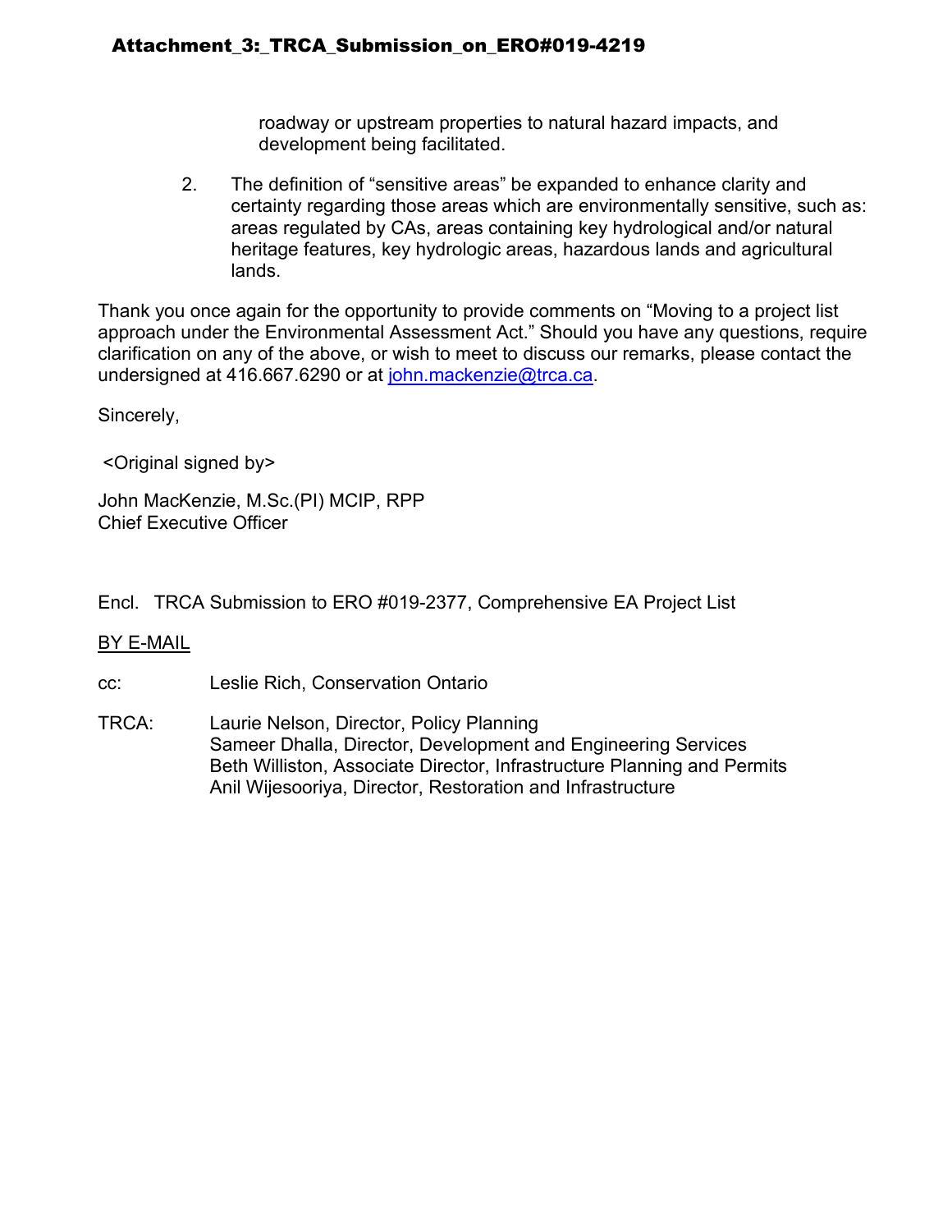roadway or upstream properties to natural hazard impacts, and development being facilitated.

2. The definition of "sensitive areas" be expanded to enhance clarity and certainty regarding those areas which are environmentally sensitive, such as: areas regulated by CAs, areas containing key hydrological and/or natural heritage features, key hydrologic areas, hazardous lands and agricultural lands.

Thank you once again for the opportunity to provide comments on "Moving to a project list approach under the Environmental Assessment Act." Should you have any questions, require clarification on any of the above, or wish to meet to discuss our remarks, please contact the undersigned at 416.667.6290 or at john.mackenzie@trca.ca.

Sincerely,

<Original signed by>

John MacKenzie, M.Sc.(Pl) MCIP, RPP
Chief Executive Officer

Encl. TRCA Submission to ERO #019-2377, Comprehensive EA Project List

BY E-MAIL

cc: Leslie Rich, Conservation Ontario

TRCA: Laurie Nelson, Director, Policy Planning
Sameer Dhalla, Director, Development and Engineering Services
Beth Williston, Associate Director, Infrastructure Planning and Permits
Anil Wijesooriya, Director, Restoration and Infrastructure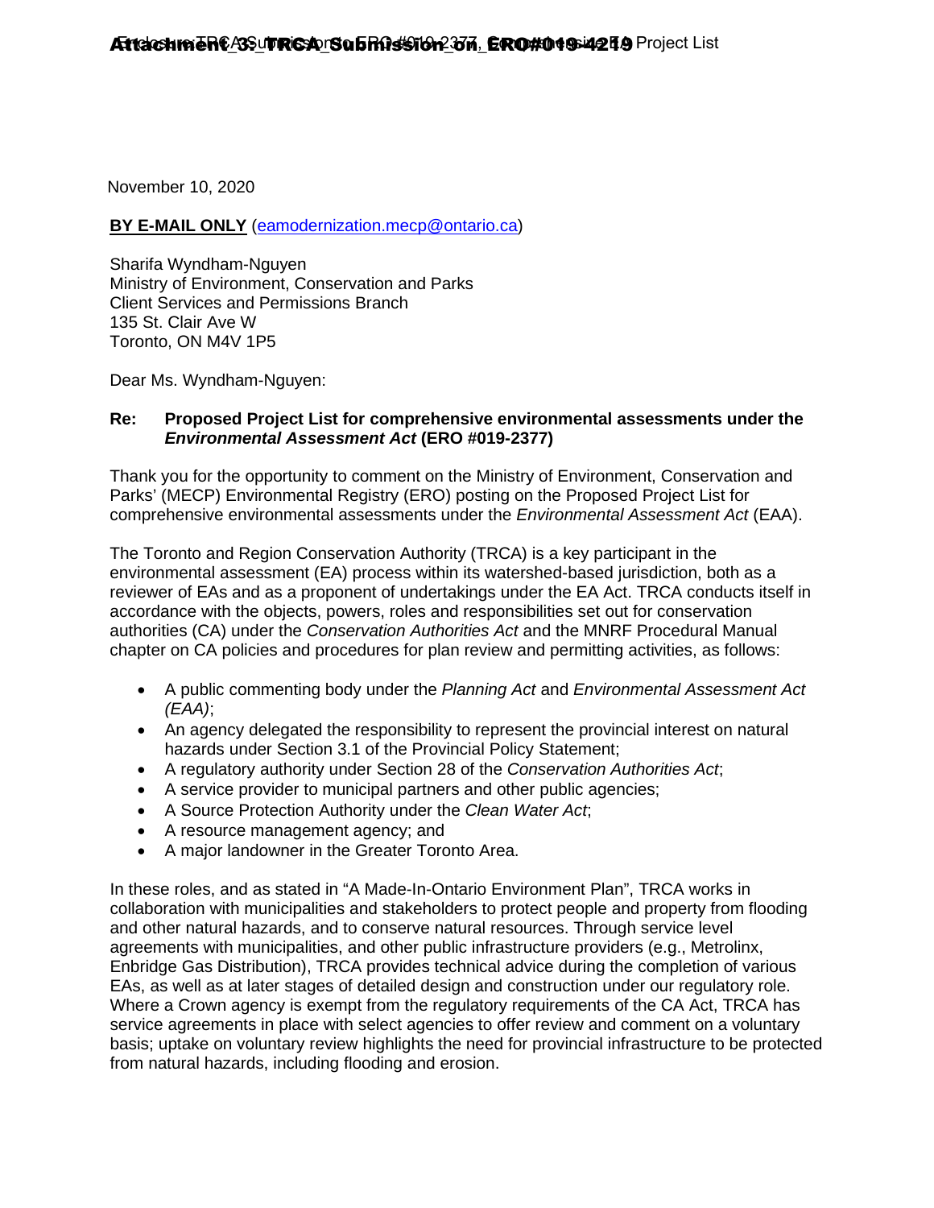November 10, 2020

**BY E-MAIL ONLY** (eamodernization.mecp@ontario.ca)

Sharifa Wyndham-Nguyen
Ministry of Environment, Conservation and Parks
Client Services and Permissions Branch
135 St. Clair Ave W
Toronto, ON M4V 1P5

Dear Ms. Wyndham-Nguyen:

**Re: Proposed Project List for comprehensive environmental assessments under the *Environmental Assessment Act* (ERO #019-2377)**

Thank you for the opportunity to comment on the Ministry of Environment, Conservation and Parks' (MECP) Environmental Registry (ERO) posting on the Proposed Project List for comprehensive environmental assessments under the *Environmental Assessment Act* (EAA).

The Toronto and Region Conservation Authority (TRCA) is a key participant in the environmental assessment (EA) process within its watershed-based jurisdiction, both as a reviewer of EAs and as a proponent of undertakings under the EA Act. TRCA conducts itself in accordance with the objects, powers, roles and responsibilities set out for conservation authorities (CA) under the *Conservation Authorities Act* and the MNRF Procedural Manual chapter on CA policies and procedures for plan review and permitting activities, as follows:

- A public commenting body under the *Planning Act* and *Environmental Assessment Act (EAA)*;
- An agency delegated the responsibility to represent the provincial interest on natural hazards under Section 3.1 of the Provincial Policy Statement;
- A regulatory authority under Section 28 of the *Conservation Authorities Act*;
- A service provider to municipal partners and other public agencies;
- A Source Protection Authority under the *Clean Water Act*;
- A resource management agency; and
- A major landowner in the Greater Toronto Area.

In these roles, and as stated in "A Made-In-Ontario Environment Plan", TRCA works in collaboration with municipalities and stakeholders to protect people and property from flooding and other natural hazards, and to conserve natural resources. Through service level agreements with municipalities, and other public infrastructure providers (e.g., Metrolinx, Enbridge Gas Distribution), TRCA provides technical advice during the completion of various EAs, as well as at later stages of detailed design and construction under our regulatory role. Where a Crown agency is exempt from the regulatory requirements of the CA Act, TRCA has service agreements in place with select agencies to offer review and comment on a voluntary basis; uptake on voluntary review highlights the need for provincial infrastructure to be protected from natural hazards, including flooding and erosion.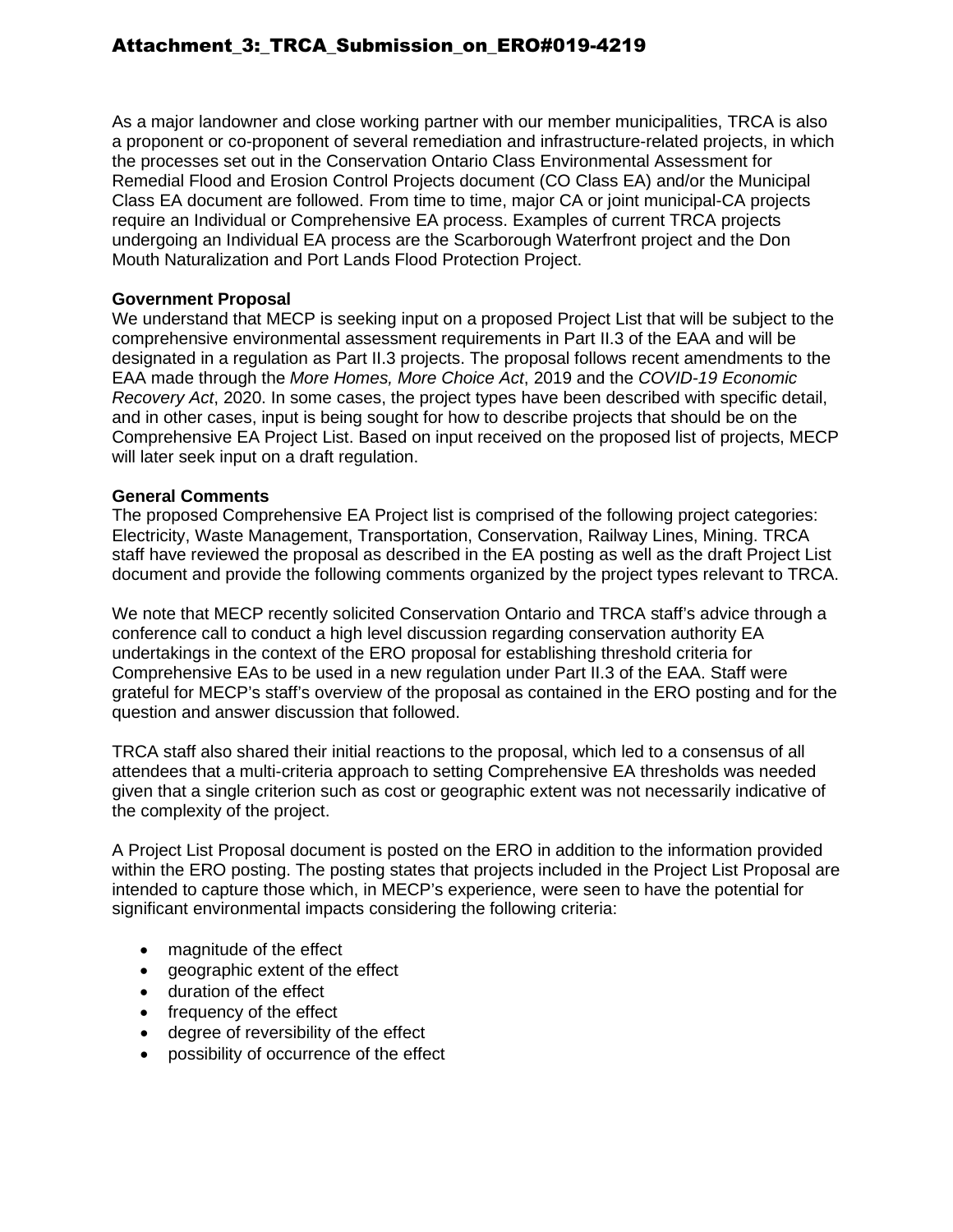As a major landowner and close working partner with our member municipalities, TRCA is also a proponent or co-proponent of several remediation and infrastructure-related projects, in which the processes set out in the Conservation Ontario Class Environmental Assessment for Remedial Flood and Erosion Control Projects document (CO Class EA) and/or the Municipal Class EA document are followed. From time to time, major CA or joint municipal-CA projects require an Individual or Comprehensive EA process. Examples of current TRCA projects undergoing an Individual EA process are the Scarborough Waterfront project and the Don Mouth Naturalization and Port Lands Flood Protection Project.

**Government Proposal**
We understand that MECP is seeking input on a proposed Project List that will be subject to the comprehensive environmental assessment requirements in Part II.3 of the EAA and will be designated in a regulation as Part II.3 projects. The proposal follows recent amendments to the EAA made through the *More Homes, More Choice Act*, 2019 and the *COVID-19 Economic Recovery Act*, 2020. In some cases, the project types have been described with specific detail, and in other cases, input is being sought for how to describe projects that should be on the Comprehensive EA Project List. Based on input received on the proposed list of projects, MECP will later seek input on a draft regulation.

**General Comments**
The proposed Comprehensive EA Project list is comprised of the following project categories: Electricity, Waste Management, Transportation, Conservation, Railway Lines, Mining. TRCA staff have reviewed the proposal as described in the EA posting as well as the draft Project List document and provide the following comments organized by the project types relevant to TRCA.

We note that MECP recently solicited Conservation Ontario and TRCA staff's advice through a conference call to conduct a high level discussion regarding conservation authority EA undertakings in the context of the ERO proposal for establishing threshold criteria for Comprehensive EAs to be used in a new regulation under Part II.3 of the EAA. Staff were grateful for MECP's staff's overview of the proposal as contained in the ERO posting and for the question and answer discussion that followed.

TRCA staff also shared their initial reactions to the proposal, which led to a consensus of all attendees that a multi-criteria approach to setting Comprehensive EA thresholds was needed given that a single criterion such as cost or geographic extent was not necessarily indicative of the complexity of the project.

A Project List Proposal document is posted on the ERO in addition to the information provided within the ERO posting. The posting states that projects included in the Project List Proposal are intended to capture those which, in MECP's experience, were seen to have the potential for significant environmental impacts considering the following criteria:

- magnitude of the effect
- geographic extent of the effect
- duration of the effect
- frequency of the effect
- degree of reversibility of the effect
- possibility of occurrence of the effect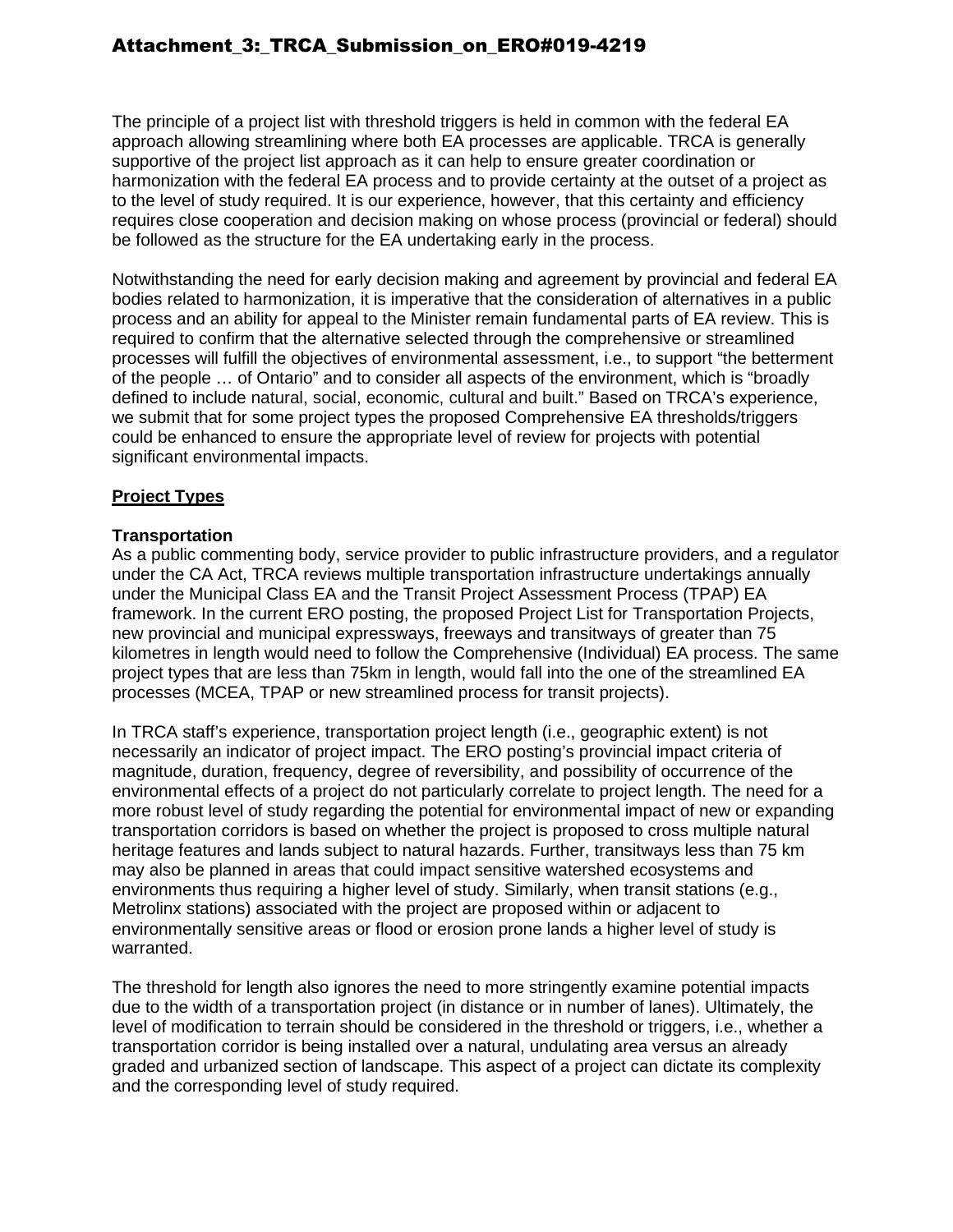The principle of a project list with threshold triggers is held in common with the federal EA approach allowing streamlining where both EA processes are applicable. TRCA is generally supportive of the project list approach as it can help to ensure greater coordination or harmonization with the federal EA process and to provide certainty at the outset of a project as to the level of study required. It is our experience, however, that this certainty and efficiency requires close cooperation and decision making on whose process (provincial or federal) should be followed as the structure for the EA undertaking early in the process.

Notwithstanding the need for early decision making and agreement by provincial and federal EA bodies related to harmonization, it is imperative that the consideration of alternatives in a public process and an ability for appeal to the Minister remain fundamental parts of EA review. This is required to confirm that the alternative selected through the comprehensive or streamlined processes will fulfill the objectives of environmental assessment, i.e., to support "the betterment of the people … of Ontario" and to consider all aspects of the environment, which is "broadly defined to include natural, social, economic, cultural and built." Based on TRCA's experience, we submit that for some project types the proposed Comprehensive EA thresholds/triggers could be enhanced to ensure the appropriate level of review for projects with potential significant environmental impacts.

## Project Types

### Transportation

As a public commenting body, service provider to public infrastructure providers, and a regulator under the CA Act, TRCA reviews multiple transportation infrastructure undertakings annually under the Municipal Class EA and the Transit Project Assessment Process (TPAP) EA framework. In the current ERO posting, the proposed Project List for Transportation Projects, new provincial and municipal expressways, freeways and transitways of greater than 75 kilometres in length would need to follow the Comprehensive (Individual) EA process. The same project types that are less than 75km in length, would fall into the one of the streamlined EA processes (MCEA, TPAP or new streamlined process for transit projects).

In TRCA staff's experience, transportation project length (i.e., geographic extent) is not necessarily an indicator of project impact. The ERO posting's provincial impact criteria of magnitude, duration, frequency, degree of reversibility, and possibility of occurrence of the environmental effects of a project do not particularly correlate to project length. The need for a more robust level of study regarding the potential for environmental impact of new or expanding transportation corridors is based on whether the project is proposed to cross multiple natural heritage features and lands subject to natural hazards. Further, transitways less than 75 km may also be planned in areas that could impact sensitive watershed ecosystems and environments thus requiring a higher level of study. Similarly, when transit stations (e.g., Metrolinx stations) associated with the project are proposed within or adjacent to environmentally sensitive areas or flood or erosion prone lands a higher level of study is warranted.

The threshold for length also ignores the need to more stringently examine potential impacts due to the width of a transportation project (in distance or in number of lanes). Ultimately, the level of modification to terrain should be considered in the threshold or triggers, i.e., whether a transportation corridor is being installed over a natural, undulating area versus an already graded and urbanized section of landscape. This aspect of a project can dictate its complexity and the corresponding level of study required.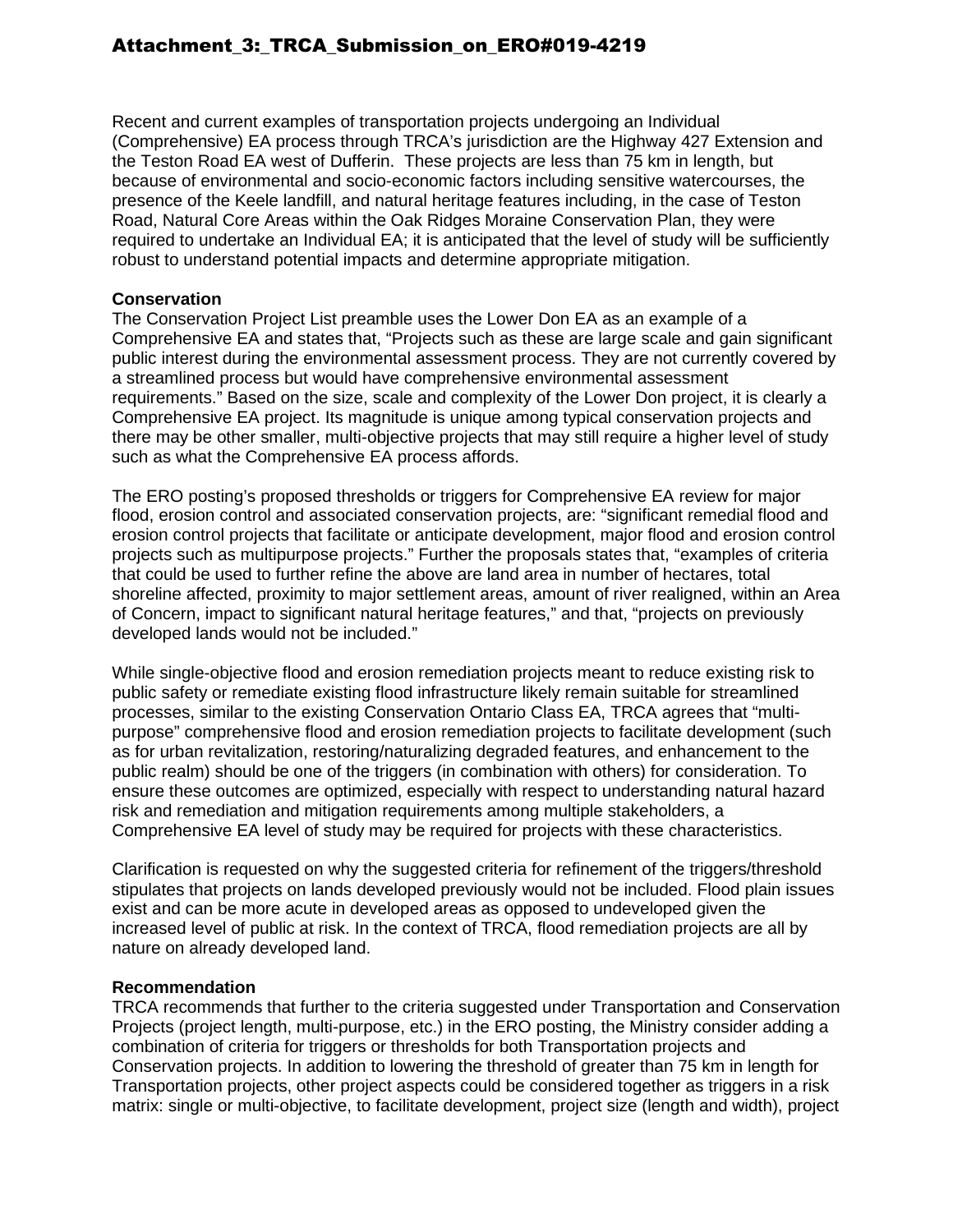Recent and current examples of transportation projects undergoing an Individual (Comprehensive) EA process through TRCA's jurisdiction are the Highway 427 Extension and the Teston Road EA west of Dufferin. These projects are less than 75 km in length, but because of environmental and socio-economic factors including sensitive watercourses, the presence of the Keele landfill, and natural heritage features including, in the case of Teston Road, Natural Core Areas within the Oak Ridges Moraine Conservation Plan, they were required to undertake an Individual EA; it is anticipated that the level of study will be sufficiently robust to understand potential impacts and determine appropriate mitigation.

**Conservation**

The Conservation Project List preamble uses the Lower Don EA as an example of a Comprehensive EA and states that, "Projects such as these are large scale and gain significant public interest during the environmental assessment process. They are not currently covered by a streamlined process but would have comprehensive environmental assessment requirements." Based on the size, scale and complexity of the Lower Don project, it is clearly a Comprehensive EA project. Its magnitude is unique among typical conservation projects and there may be other smaller, multi-objective projects that may still require a higher level of study such as what the Comprehensive EA process affords.

The ERO posting's proposed thresholds or triggers for Comprehensive EA review for major flood, erosion control and associated conservation projects, are: "significant remedial flood and erosion control projects that facilitate or anticipate development, major flood and erosion control projects such as multipurpose projects." Further the proposals states that, "examples of criteria that could be used to further refine the above are land area in number of hectares, total shoreline affected, proximity to major settlement areas, amount of river realigned, within an Area of Concern, impact to significant natural heritage features," and that, "projects on previously developed lands would not be included."

While single-objective flood and erosion remediation projects meant to reduce existing risk to public safety or remediate existing flood infrastructure likely remain suitable for streamlined processes, similar to the existing Conservation Ontario Class EA, TRCA agrees that "multi-purpose" comprehensive flood and erosion remediation projects to facilitate development (such as for urban revitalization, restoring/naturalizing degraded features, and enhancement to the public realm) should be one of the triggers (in combination with others) for consideration. To ensure these outcomes are optimized, especially with respect to understanding natural hazard risk and remediation and mitigation requirements among multiple stakeholders, a Comprehensive EA level of study may be required for projects with these characteristics.

Clarification is requested on why the suggested criteria for refinement of the triggers/threshold stipulates that projects on lands developed previously would not be included. Flood plain issues exist and can be more acute in developed areas as opposed to undeveloped given the increased level of public at risk. In the context of TRCA, flood remediation projects are all by nature on already developed land.

**Recommendation**

TRCA recommends that further to the criteria suggested under Transportation and Conservation Projects (project length, multi-purpose, etc.) in the ERO posting, the Ministry consider adding a combination of criteria for triggers or thresholds for both Transportation projects and Conservation projects. In addition to lowering the threshold of greater than 75 km in length for Transportation projects, other project aspects could be considered together as triggers in a risk matrix: single or multi-objective, to facilitate development, project size (length and width), project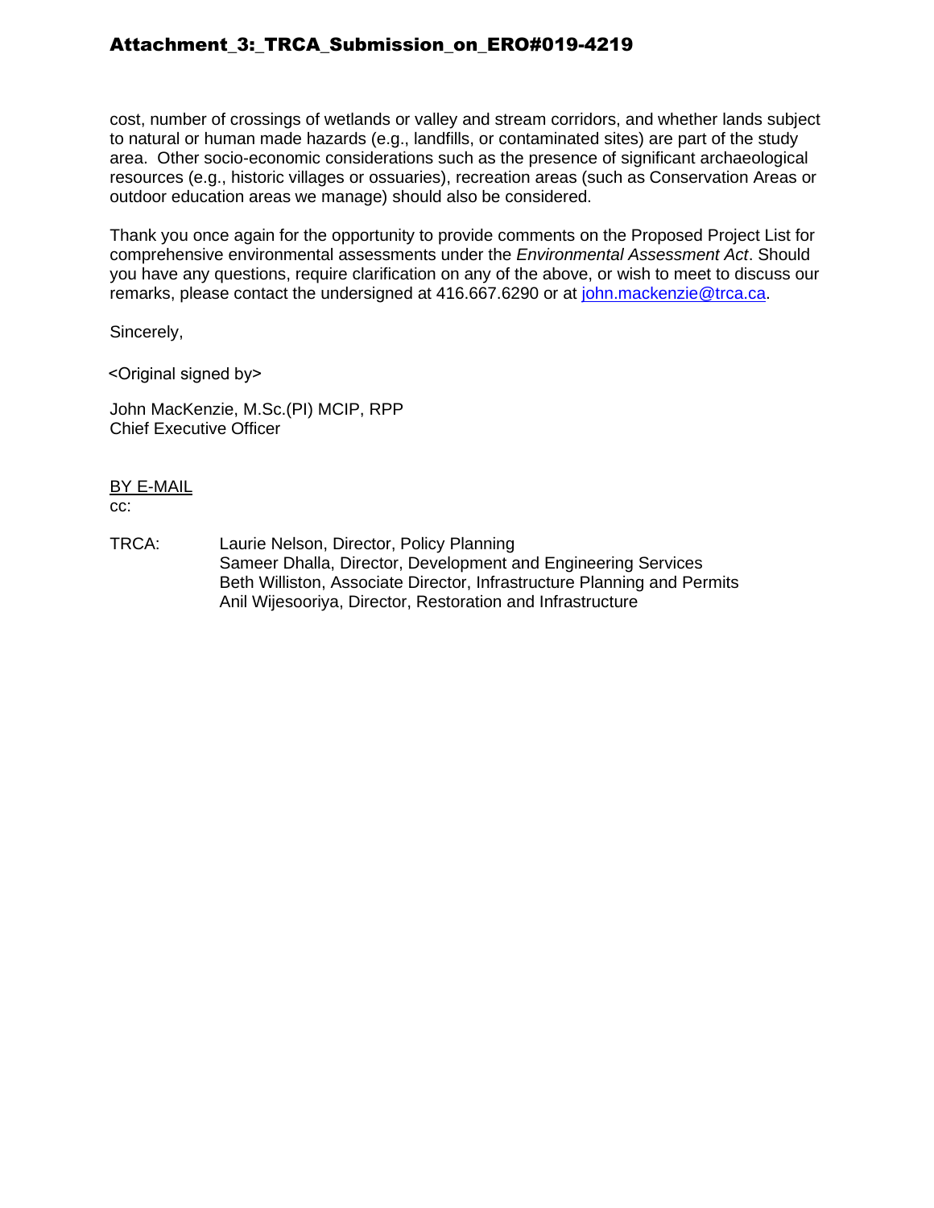cost, number of crossings of wetlands or valley and stream corridors, and whether lands subject to natural or human made hazards (e.g., landfills, or contaminated sites) are part of the study area. Other socio-economic considerations such as the presence of significant archaeological resources (e.g., historic villages or ossuaries), recreation areas (such as Conservation Areas or outdoor education areas we manage) should also be considered.

Thank you once again for the opportunity to provide comments on the Proposed Project List for comprehensive environmental assessments under the *Environmental Assessment Act*. Should you have any questions, require clarification on any of the above, or wish to meet to discuss our remarks, please contact the undersigned at 416.667.6290 or at john.mackenzie@trca.ca.

Sincerely,

<Original signed by>

John MacKenzie, M.Sc.(Pl) MCIP, RPP
Chief Executive Officer

BY E-MAIL
cc:

TRCA: Laurie Nelson, Director, Policy Planning
Sameer Dhalla, Director, Development and Engineering Services
Beth Williston, Associate Director, Infrastructure Planning and Permits
Anil Wijesooriya, Director, Restoration and Infrastructure